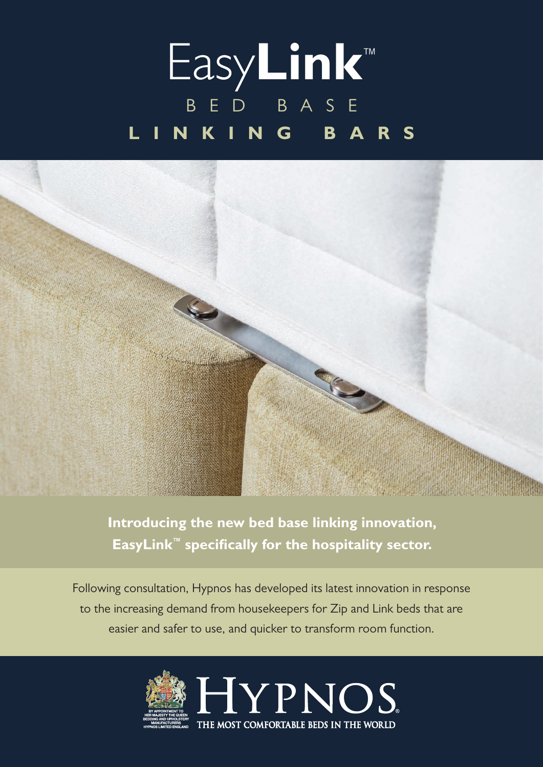# EasyLink™

## BED BASE

## LINKING BARS

**Introducing the new bed base linking innovation, EasyLink™ specifically for the hospitality sector.**

Following consultation, Hypnos has developed its latest innovation in response to the increasing demand from housekeepers for Zip and Link beds that are easier and safer to use, and quicker to transform room function.

BY APPOINTMENT TO HER MAJESTY THE QUEEN BEDDING AND UPHOLSTERY MANUFACTURERS HYPNOS LIMITED ENGLAND

HYPNOS®

THE MOST COMFORTABLE BEDS IN THE WORLD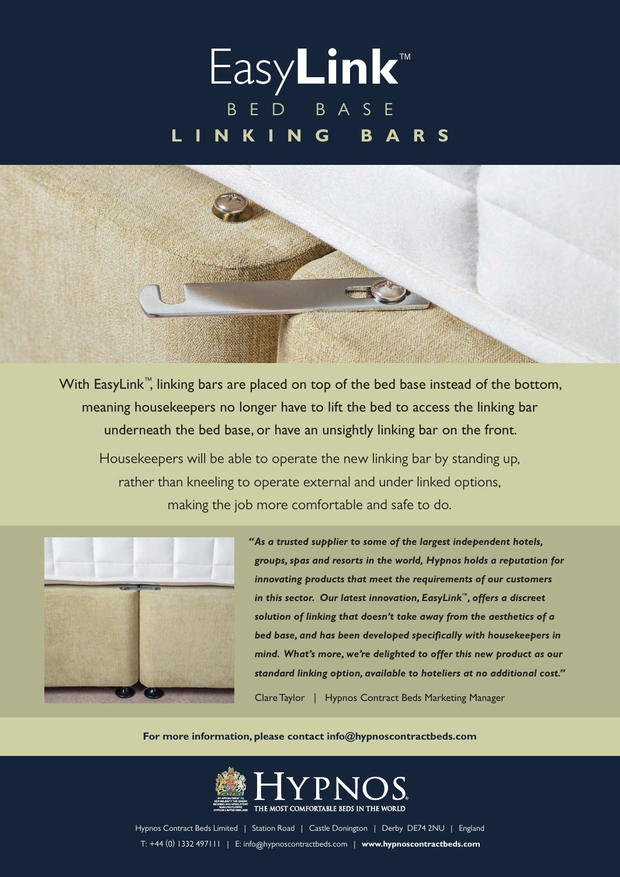# EasyLink™

## BED BASE

## LINKING BARS

With EasyLink™, linking bars are placed on top of the bed base instead of the bottom, meaning housekeepers no longer have to lift the bed to access the linking bar underneath the bed base, or have an unsightly linking bar on the front.

Housekeepers will be able to operate the new linking bar by standing up, rather than kneeling to operate external and under linked options, making the job more comfortable and safe to do.

***"As a trusted supplier to some of the largest independent hotels, groups, spas and resorts in the world, Hypnos holds a reputation for innovating products that meet the requirements of our customers in this sector. Our latest innovation, EasyLink™, offers a discreet solution of linking that doesn't take away from the aesthetics of a bed base, and has been developed specifically with housekeepers in mind. What's more, we're delighted to offer this new product as our standard linking option, available to hoteliers at no additional cost."***

Clare Taylor | Hypnos Contract Beds Marketing Manager

**For more information, please contact info@hypnoscontractbeds.com**

HYPNOS®
THE MOST COMFORTABLE BEDS IN THE WORLD

BY APPOINTMENT TO HER MAJESTY THE QUEEN BEDDING AND UPHOLSTERY MANUFACTURERS HYPNOS LIMITED ENGLAND

Hypnos Contract Beds Limited | Station Road | Castle Donington | Derby DE74 2NU | England

T: +44 (0) 1332 497111 | E: info@hypnoscontractbeds.com | **www.hypnoscontractbeds.com**